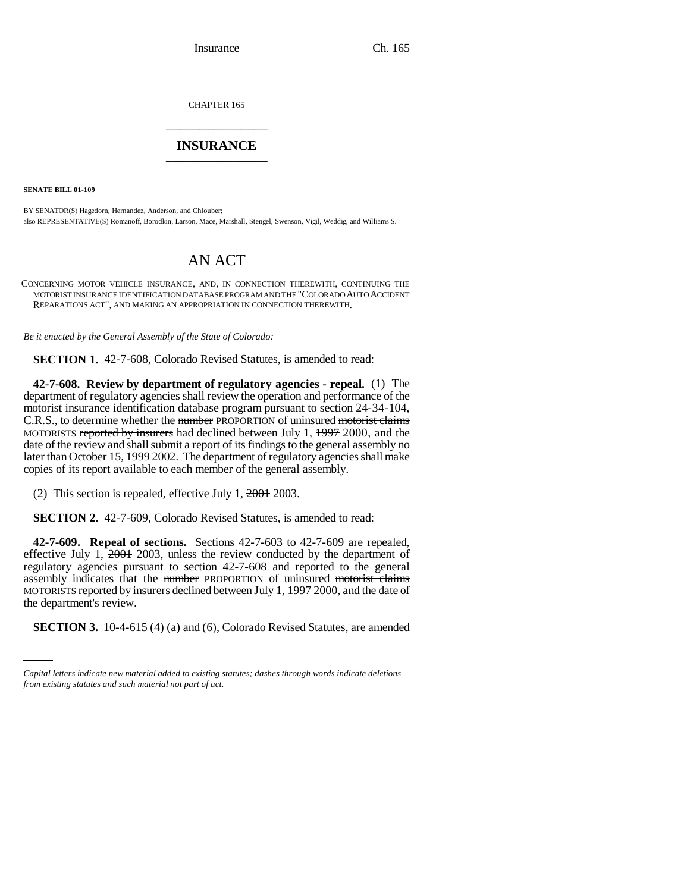CHAPTER 165

# INSURANCE

**SENATE BILL 01-109**

BY SENATOR(S) Hagedorn, Hernandez, Anderson, and Chlouber;
also REPRESENTATIVE(S) Romanoff, Borodkin, Larson, Mace, Marshall, Stengel, Swenson, Vigil, Weddig, and Williams S.

# AN ACT

CONCERNING MOTOR VEHICLE INSURANCE, AND, IN CONNECTION THEREWITH, CONTINUING THE MOTORIST INSURANCE IDENTIFICATION DATABASE PROGRAM AND THE "COLORADO AUTO ACCIDENT REPARATIONS ACT", AND MAKING AN APPROPRIATION IN CONNECTION THEREWITH.

*Be it enacted by the General Assembly of the State of Colorado:*

**SECTION 1.** 42-7-608, Colorado Revised Statutes, is amended to read:

**42-7-608. Review by department of regulatory agencies - repeal.** (1) The department of regulatory agencies shall review the operation and performance of the motorist insurance identification database program pursuant to section 24-34-104, C.R.S., to determine whether the ~~number~~ PROPORTION of uninsured ~~motorist claims~~ MOTORISTS ~~reported by insurers~~ had declined between July 1, ~~1997~~ 2000, and the date of the review and shall submit a report of its findings to the general assembly no later than October 15, ~~1999~~ 2002. The department of regulatory agencies shall make copies of its report available to each member of the general assembly.

(2) This section is repealed, effective July 1, ~~2001~~ 2003.

**SECTION 2.** 42-7-609, Colorado Revised Statutes, is amended to read:

**42-7-609. Repeal of sections.** Sections 42-7-603 to 42-7-609 are repealed, effective July 1, ~~2001~~ 2003, unless the review conducted by the department of regulatory agencies pursuant to section 42-7-608 and reported to the general assembly indicates that the ~~number~~ PROPORTION of uninsured ~~motorist claims~~ MOTORISTS ~~reported by insurers~~ declined between July 1, ~~1997~~ 2000, and the date of the department's review.

**SECTION 3.** 10-4-615 (4) (a) and (6), Colorado Revised Statutes, are amended

*Capital letters indicate new material added to existing statutes; dashes through words indicate deletions from existing statutes and such material not part of act.*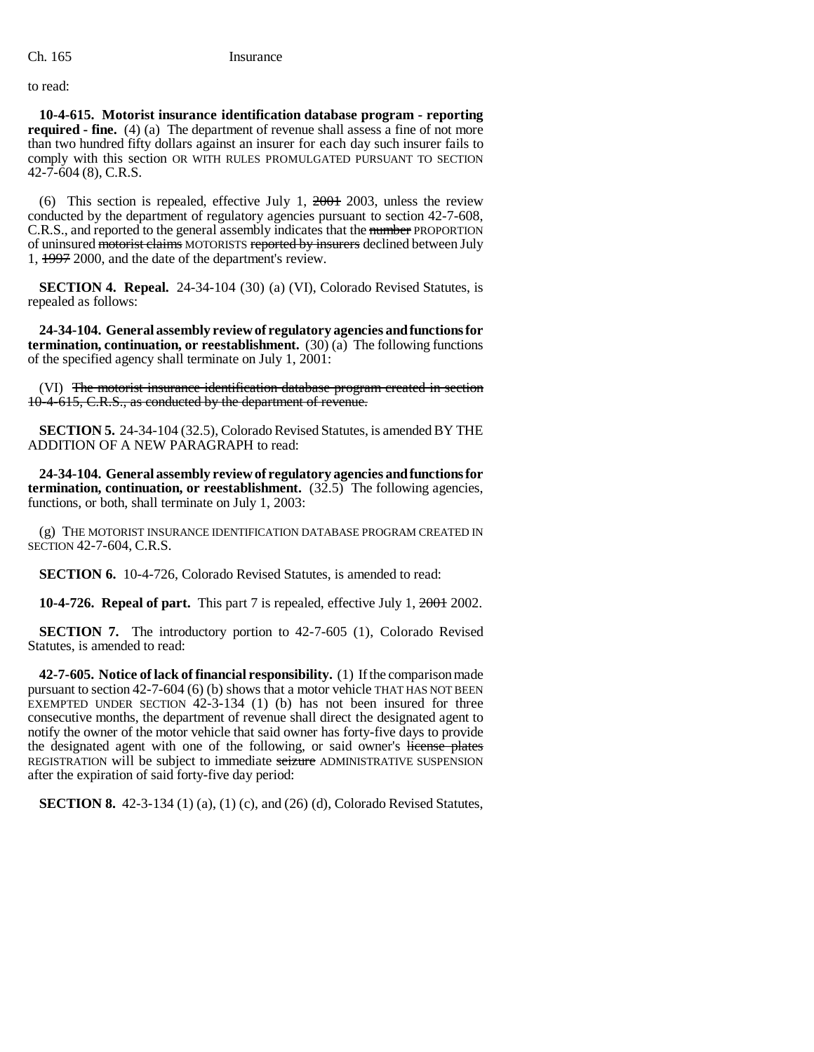to read:

**10-4-615. Motorist insurance identification database program - reporting required - fine.** (4) (a) The department of revenue shall assess a fine of not more than two hundred fifty dollars against an insurer for each day such insurer fails to comply with this section OR WITH RULES PROMULGATED PURSUANT TO SECTION 42-7-604 (8), C.R.S.

(6) This section is repealed, effective July 1, ~~2001~~ 2003, unless the review conducted by the department of regulatory agencies pursuant to section 42-7-608, C.R.S., and reported to the general assembly indicates that the ~~number~~ PROPORTION of uninsured ~~motorist claims~~ MOTORISTS ~~reported by insurers~~ declined between July 1, ~~1997~~ 2000, and the date of the department's review.

**SECTION 4. Repeal.** 24-34-104 (30) (a) (VI), Colorado Revised Statutes, is repealed as follows:

**24-34-104. General assembly review of regulatory agencies and functions for termination, continuation, or reestablishment.** (30) (a) The following functions of the specified agency shall terminate on July 1, 2001:

(VI) ~~The motorist insurance identification database program created in section 10-4-615, C.R.S., as conducted by the department of revenue.~~

**SECTION 5.** 24-34-104 (32.5), Colorado Revised Statutes, is amended BY THE ADDITION OF A NEW PARAGRAPH to read:

**24-34-104. General assembly review of regulatory agencies and functions for termination, continuation, or reestablishment.** (32.5) The following agencies, functions, or both, shall terminate on July 1, 2003:

(g) THE MOTORIST INSURANCE IDENTIFICATION DATABASE PROGRAM CREATED IN SECTION 42-7-604, C.R.S.

**SECTION 6.** 10-4-726, Colorado Revised Statutes, is amended to read:

**10-4-726. Repeal of part.** This part 7 is repealed, effective July 1, ~~2001~~ 2002.

**SECTION 7.** The introductory portion to 42-7-605 (1), Colorado Revised Statutes, is amended to read:

**42-7-605. Notice of lack of financial responsibility.** (1) If the comparison made pursuant to section 42-7-604 (6) (b) shows that a motor vehicle THAT HAS NOT BEEN EXEMPTED UNDER SECTION 42-3-134 (1) (b) has not been insured for three consecutive months, the department of revenue shall direct the designated agent to notify the owner of the motor vehicle that said owner has forty-five days to provide the designated agent with one of the following, or said owner's ~~license plates~~ REGISTRATION will be subject to immediate ~~seizure~~ ADMINISTRATIVE SUSPENSION after the expiration of said forty-five day period:

**SECTION 8.** 42-3-134 (1) (a), (1) (c), and (26) (d), Colorado Revised Statutes,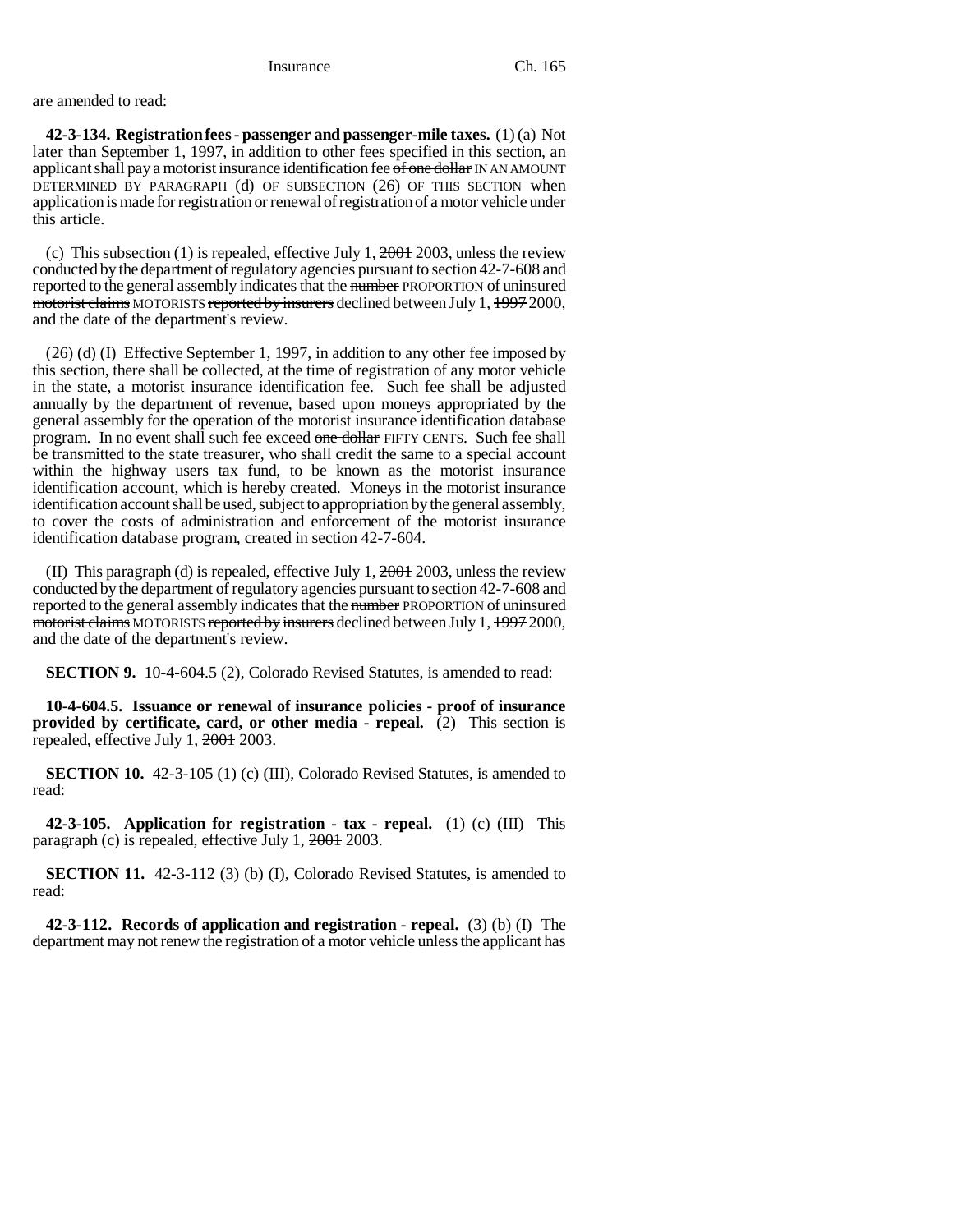are amended to read:

**42-3-134. Registration fees - passenger and passenger-mile taxes.** (1) (a) Not later than September 1, 1997, in addition to other fees specified in this section, an applicant shall pay a motorist insurance identification fee ~~of one dollar~~ IN AN AMOUNT DETERMINED BY PARAGRAPH (d) OF SUBSECTION (26) OF THIS SECTION when application is made for registration or renewal of registration of a motor vehicle under this article.

(c) This subsection (1) is repealed, effective July 1, ~~2001~~ 2003, unless the review conducted by the department of regulatory agencies pursuant to section 42-7-608 and reported to the general assembly indicates that the ~~number~~ PROPORTION of uninsured ~~motorist claims~~ MOTORISTS ~~reported by insurers~~ declined between July 1, ~~1997~~ 2000, and the date of the department's review.

(26) (d) (I) Effective September 1, 1997, in addition to any other fee imposed by this section, there shall be collected, at the time of registration of any motor vehicle in the state, a motorist insurance identification fee. Such fee shall be adjusted annually by the department of revenue, based upon moneys appropriated by the general assembly for the operation of the motorist insurance identification database program. In no event shall such fee exceed ~~one dollar~~ FIFTY CENTS. Such fee shall be transmitted to the state treasurer, who shall credit the same to a special account within the highway users tax fund, to be known as the motorist insurance identification account, which is hereby created. Moneys in the motorist insurance identification account shall be used, subject to appropriation by the general assembly, to cover the costs of administration and enforcement of the motorist insurance identification database program, created in section 42-7-604.

(II) This paragraph (d) is repealed, effective July 1, ~~2001~~ 2003, unless the review conducted by the department of regulatory agencies pursuant to section 42-7-608 and reported to the general assembly indicates that the ~~number~~ PROPORTION of uninsured ~~motorist claims~~ MOTORISTS ~~reported by insurers~~ declined between July 1, ~~1997~~ 2000, and the date of the department's review.

**SECTION 9.** 10-4-604.5 (2), Colorado Revised Statutes, is amended to read:

**10-4-604.5. Issuance or renewal of insurance policies - proof of insurance provided by certificate, card, or other media - repeal.** (2) This section is repealed, effective July 1, ~~2001~~ 2003.

**SECTION 10.** 42-3-105 (1) (c) (III), Colorado Revised Statutes, is amended to read:

**42-3-105. Application for registration - tax - repeal.** (1) (c) (III) This paragraph (c) is repealed, effective July 1, ~~2001~~ 2003.

**SECTION 11.** 42-3-112 (3) (b) (I), Colorado Revised Statutes, is amended to read:

**42-3-112. Records of application and registration - repeal.** (3) (b) (I) The department may not renew the registration of a motor vehicle unless the applicant has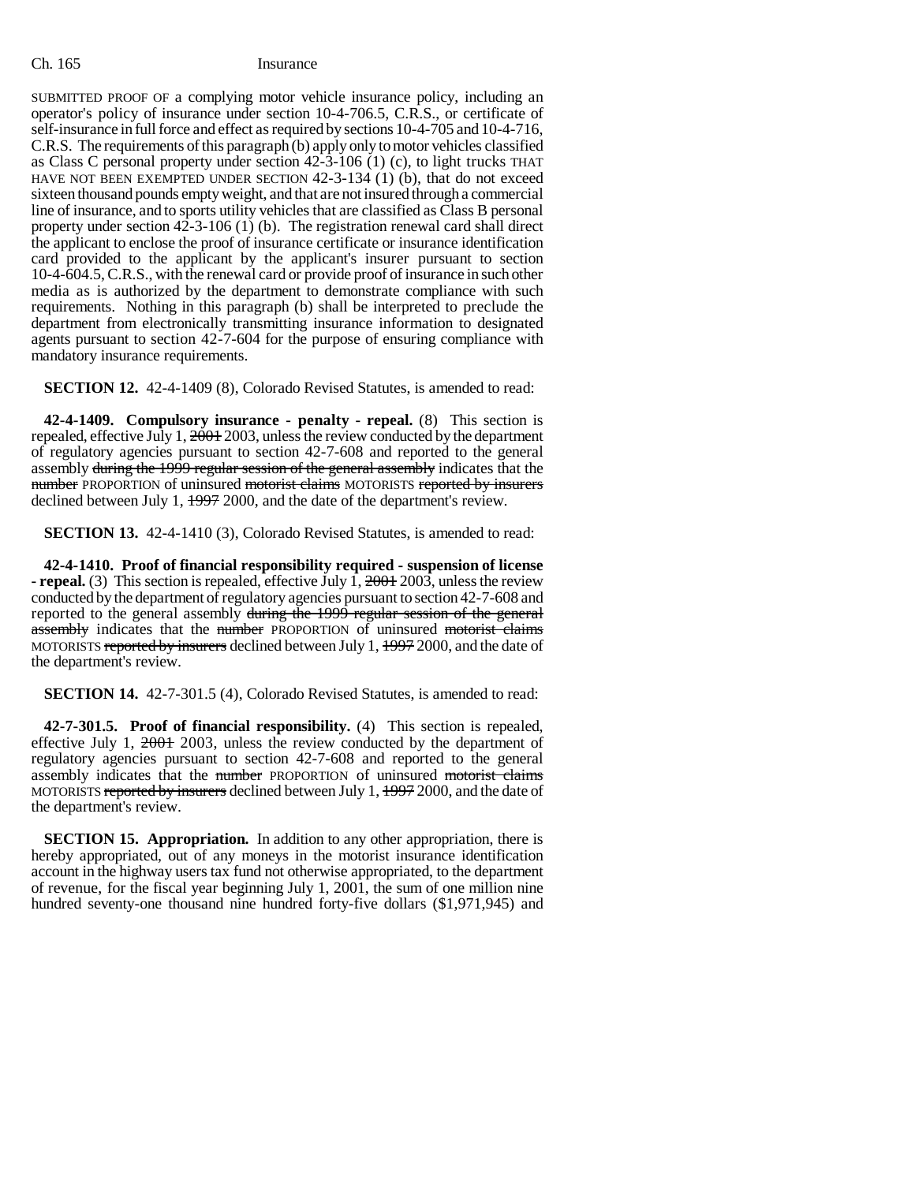SUBMITTED PROOF OF a complying motor vehicle insurance policy, including an operator's policy of insurance under section 10-4-706.5, C.R.S., or certificate of self-insurance in full force and effect as required by sections 10-4-705 and 10-4-716, C.R.S. The requirements of this paragraph (b) apply only to motor vehicles classified as Class C personal property under section 42-3-106 (1) (c), to light trucks THAT HAVE NOT BEEN EXEMPTED UNDER SECTION 42-3-134 (1) (b), that do not exceed sixteen thousand pounds empty weight, and that are not insured through a commercial line of insurance, and to sports utility vehicles that are classified as Class B personal property under section 42-3-106 (1) (b). The registration renewal card shall direct the applicant to enclose the proof of insurance certificate or insurance identification card provided to the applicant by the applicant's insurer pursuant to section 10-4-604.5, C.R.S., with the renewal card or provide proof of insurance in such other media as is authorized by the department to demonstrate compliance with such requirements. Nothing in this paragraph (b) shall be interpreted to preclude the department from electronically transmitting insurance information to designated agents pursuant to section 42-7-604 for the purpose of ensuring compliance with mandatory insurance requirements.

**SECTION 12.** 42-4-1409 (8), Colorado Revised Statutes, is amended to read:

**42-4-1409. Compulsory insurance - penalty - repeal.** (8) This section is repealed, effective July 1, ~~2001~~ 2003, unless the review conducted by the department of regulatory agencies pursuant to section 42-7-608 and reported to the general assembly ~~during the 1999 regular session of the general assembly~~ indicates that the ~~number~~ PROPORTION of uninsured ~~motorist claims~~ MOTORISTS ~~reported by insurers~~ declined between July 1, ~~1997~~ 2000, and the date of the department's review.

**SECTION 13.** 42-4-1410 (3), Colorado Revised Statutes, is amended to read:

**42-4-1410. Proof of financial responsibility required - suspension of license - repeal.** (3) This section is repealed, effective July 1, ~~2001~~ 2003, unless the review conducted by the department of regulatory agencies pursuant to section 42-7-608 and reported to the general assembly ~~during the 1999 regular session of the general assembly~~ indicates that the ~~number~~ PROPORTION of uninsured ~~motorist claims~~ MOTORISTS ~~reported by insurers~~ declined between July 1, ~~1997~~ 2000, and the date of the department's review.

**SECTION 14.** 42-7-301.5 (4), Colorado Revised Statutes, is amended to read:

**42-7-301.5. Proof of financial responsibility.** (4) This section is repealed, effective July 1, ~~2001~~ 2003, unless the review conducted by the department of regulatory agencies pursuant to section 42-7-608 and reported to the general assembly indicates that the ~~number~~ PROPORTION of uninsured ~~motorist claims~~ MOTORISTS ~~reported by insurers~~ declined between July 1, ~~1997~~ 2000, and the date of the department's review.

**SECTION 15. Appropriation.** In addition to any other appropriation, there is hereby appropriated, out of any moneys in the motorist insurance identification account in the highway users tax fund not otherwise appropriated, to the department of revenue, for the fiscal year beginning July 1, 2001, the sum of one million nine hundred seventy-one thousand nine hundred forty-five dollars ($1,971,945) and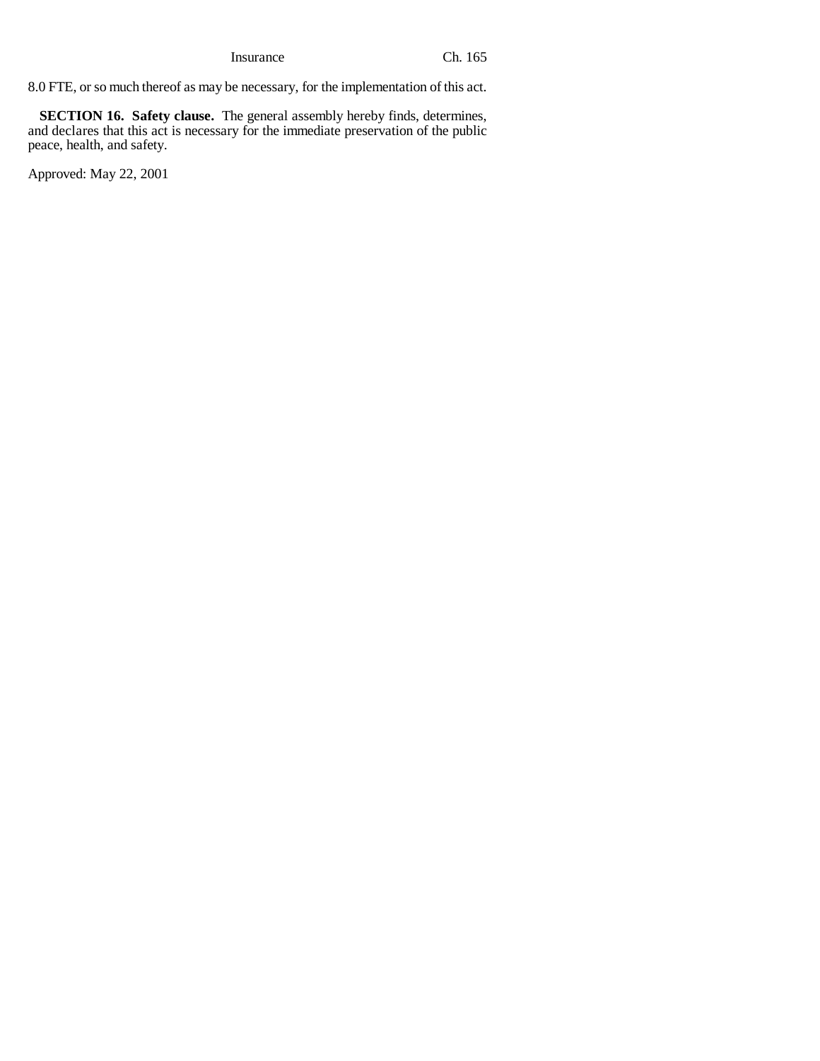8.0 FTE, or so much thereof as may be necessary, for the implementation of this act.

**SECTION 16. Safety clause.** The general assembly hereby finds, determines, and declares that this act is necessary for the immediate preservation of the public peace, health, and safety.

Approved: May 22, 2001